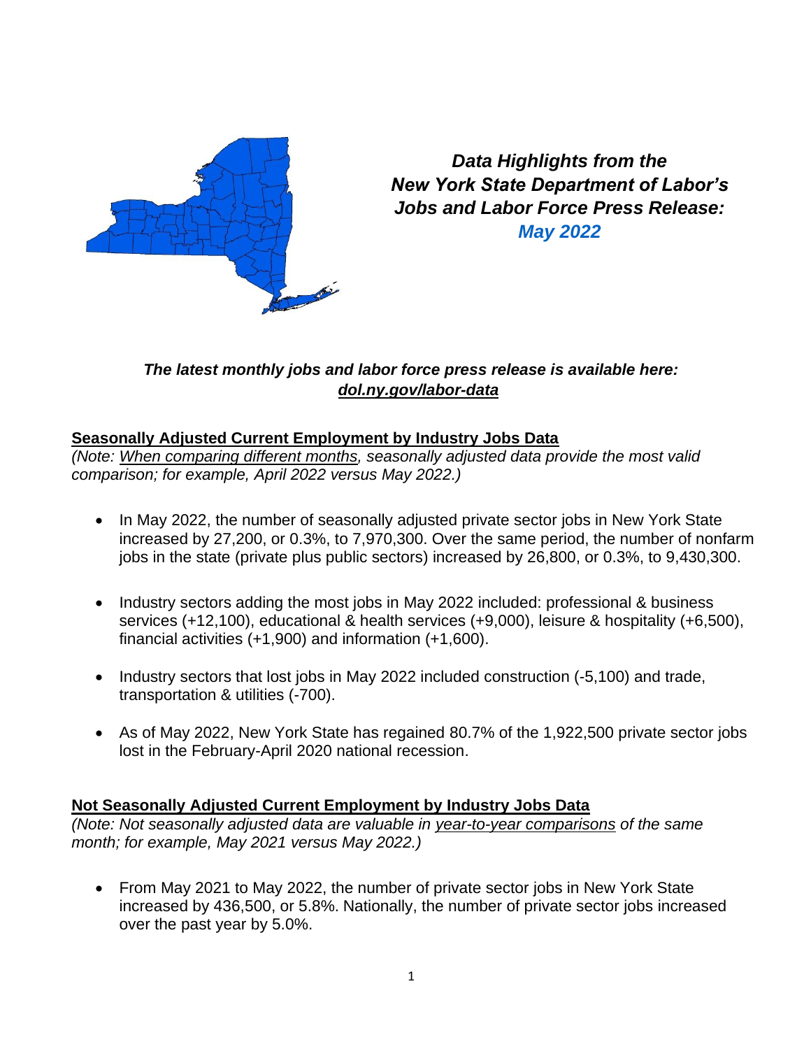# *Data Highlights from the New York State Department of Labor's Jobs and Labor Force Press Release: May 2022*

***The latest monthly jobs and labor force press release is available here: dol.ny.gov/labor-data***

## Seasonally Adjusted Current Employment by Industry Jobs Data

*(Note: When comparing different months, seasonally adjusted data provide the most valid comparison; for example, April 2022 versus May 2022.)*

- In May 2022, the number of seasonally adjusted private sector jobs in New York State increased by 27,200, or 0.3%, to 7,970,300. Over the same period, the number of nonfarm jobs in the state (private plus public sectors) increased by 26,800, or 0.3%, to 9,430,300.
- Industry sectors adding the most jobs in May 2022 included: professional & business services (+12,100), educational & health services (+9,000), leisure & hospitality (+6,500), financial activities (+1,900) and information (+1,600).
- Industry sectors that lost jobs in May 2022 included construction (-5,100) and trade, transportation & utilities (-700).
- As of May 2022, New York State has regained 80.7% of the 1,922,500 private sector jobs lost in the February-April 2020 national recession.

## Not Seasonally Adjusted Current Employment by Industry Jobs Data

*(Note: Not seasonally adjusted data are valuable in year-to-year comparisons of the same month; for example, May 2021 versus May 2022.)*

- From May 2021 to May 2022, the number of private sector jobs in New York State increased by 436,500, or 5.8%. Nationally, the number of private sector jobs increased over the past year by 5.0%.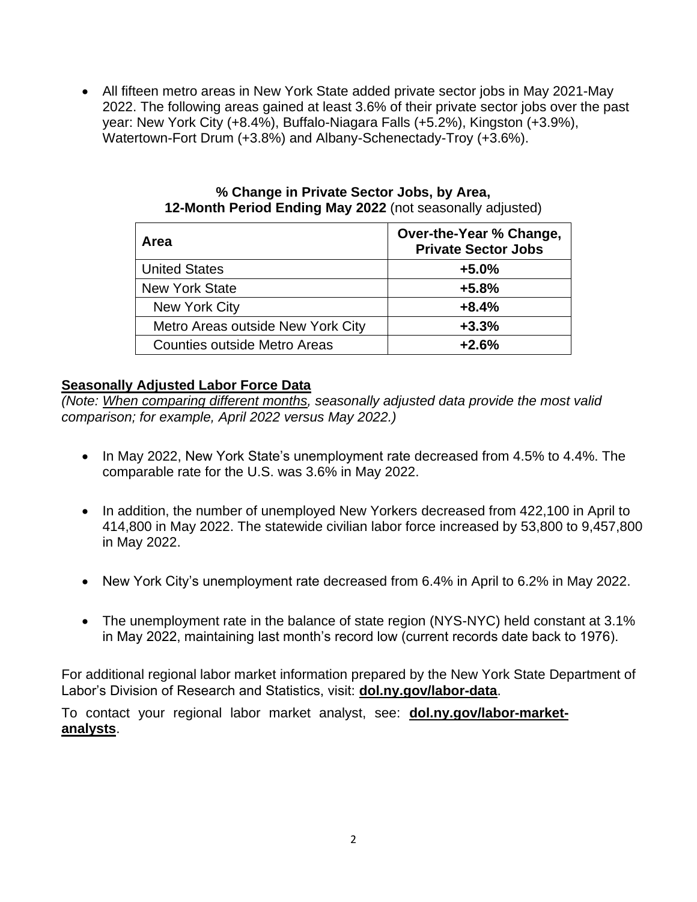- All fifteen metro areas in New York State added private sector jobs in May 2021-May 2022. The following areas gained at least 3.6% of their private sector jobs over the past year: New York City (+8.4%), Buffalo-Niagara Falls (+5.2%), Kingston (+3.9%), Watertown-Fort Drum (+3.8%) and Albany-Schenectady-Troy (+3.6%).

**% Change in Private Sector Jobs, by Area,**
**12-Month Period Ending May 2022** (not seasonally adjusted)

| Area | Over-the-Year % Change, Private Sector Jobs |
|---|---|
| United States | **+5.0%** |
| New York State | **+5.8%** |
| New York City | **+8.4%** |
| Metro Areas outside New York City | **+3.3%** |
| Counties outside Metro Areas | **+2.6%** |

**Seasonally Adjusted Labor Force Data**

*(Note: When comparing different months, seasonally adjusted data provide the most valid comparison; for example, April 2022 versus May 2022.)*

- In May 2022, New York State's unemployment rate decreased from 4.5% to 4.4%. The comparable rate for the U.S. was 3.6% in May 2022.

- In addition, the number of unemployed New Yorkers decreased from 422,100 in April to 414,800 in May 2022. The statewide civilian labor force increased by 53,800 to 9,457,800 in May 2022.

- New York City's unemployment rate decreased from 6.4% in April to 6.2% in May 2022.

- The unemployment rate in the balance of state region (NYS-NYC) held constant at 3.1% in May 2022, maintaining last month's record low (current records date back to 1976).

For additional regional labor market information prepared by the New York State Department of Labor's Division of Research and Statistics, visit: **dol.ny.gov/labor-data**.

To contact your regional labor market analyst, see: **dol.ny.gov/labor-market-analysts**.